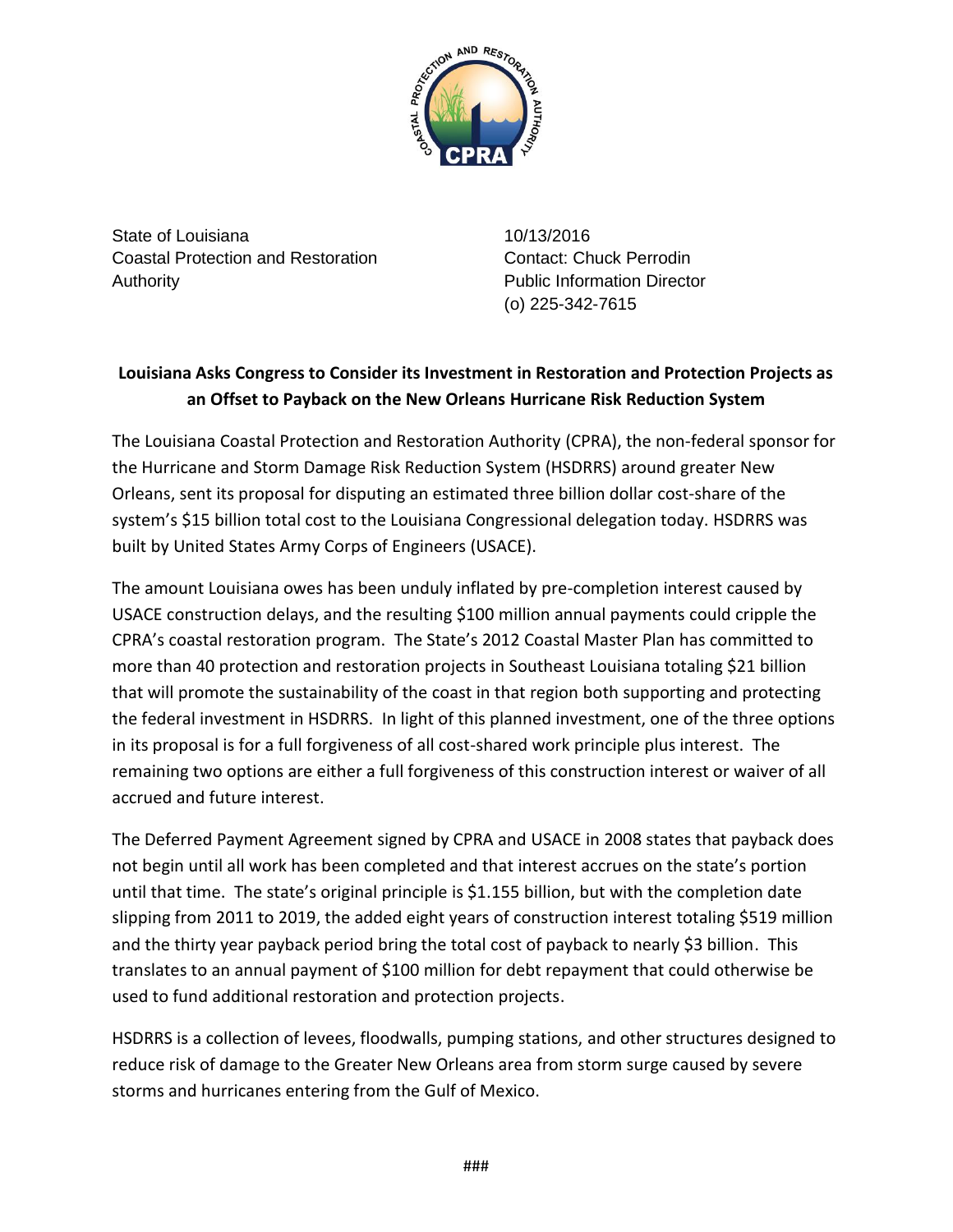State of Louisiana
Coastal Protection and Restoration Authority

10/13/2016
Contact: Chuck Perrodin
Public Information Director
(o) 225-342-7615

**Louisiana Asks Congress to Consider its Investment in Restoration and Protection Projects as an Offset to Payback on the New Orleans Hurricane Risk Reduction System**

The Louisiana Coastal Protection and Restoration Authority (CPRA), the non-federal sponsor for the Hurricane and Storm Damage Risk Reduction System (HSDRRS) around greater New Orleans, sent its proposal for disputing an estimated three billion dollar cost-share of the system's $15 billion total cost to the Louisiana Congressional delegation today. HSDRRS was built by United States Army Corps of Engineers (USACE).

The amount Louisiana owes has been unduly inflated by pre-completion interest caused by USACE construction delays, and the resulting $100 million annual payments could cripple the CPRA's coastal restoration program. The State's 2012 Coastal Master Plan has committed to more than 40 protection and restoration projects in Southeast Louisiana totaling $21 billion that will promote the sustainability of the coast in that region both supporting and protecting the federal investment in HSDRRS. In light of this planned investment, one of the three options in its proposal is for a full forgiveness of all cost-shared work principle plus interest. The remaining two options are either a full forgiveness of this construction interest or waiver of all accrued and future interest.

The Deferred Payment Agreement signed by CPRA and USACE in 2008 states that payback does not begin until all work has been completed and that interest accrues on the state's portion until that time. The state's original principle is $1.155 billion, but with the completion date slipping from 2011 to 2019, the added eight years of construction interest totaling $519 million and the thirty year payback period bring the total cost of payback to nearly $3 billion. This translates to an annual payment of $100 million for debt repayment that could otherwise be used to fund additional restoration and protection projects.

HSDRRS is a collection of levees, floodwalls, pumping stations, and other structures designed to reduce risk of damage to the Greater New Orleans area from storm surge caused by severe storms and hurricanes entering from the Gulf of Mexico.

###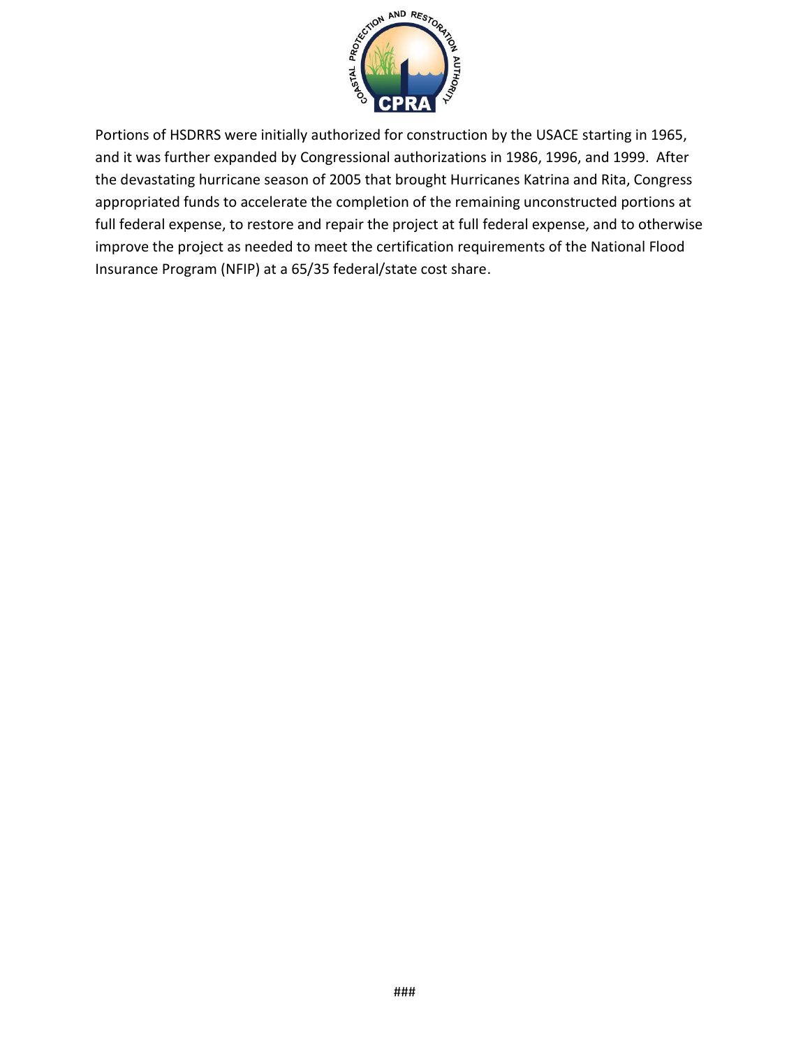Portions of HSDRRS were initially authorized for construction by the USACE starting in 1965, and it was further expanded by Congressional authorizations in 1986, 1996, and 1999. After the devastating hurricane season of 2005 that brought Hurricanes Katrina and Rita, Congress appropriated funds to accelerate the completion of the remaining unconstructed portions at full federal expense, to restore and repair the project at full federal expense, and to otherwise improve the project as needed to meet the certification requirements of the National Flood Insurance Program (NFIP) at a 65/35 federal/state cost share.

###